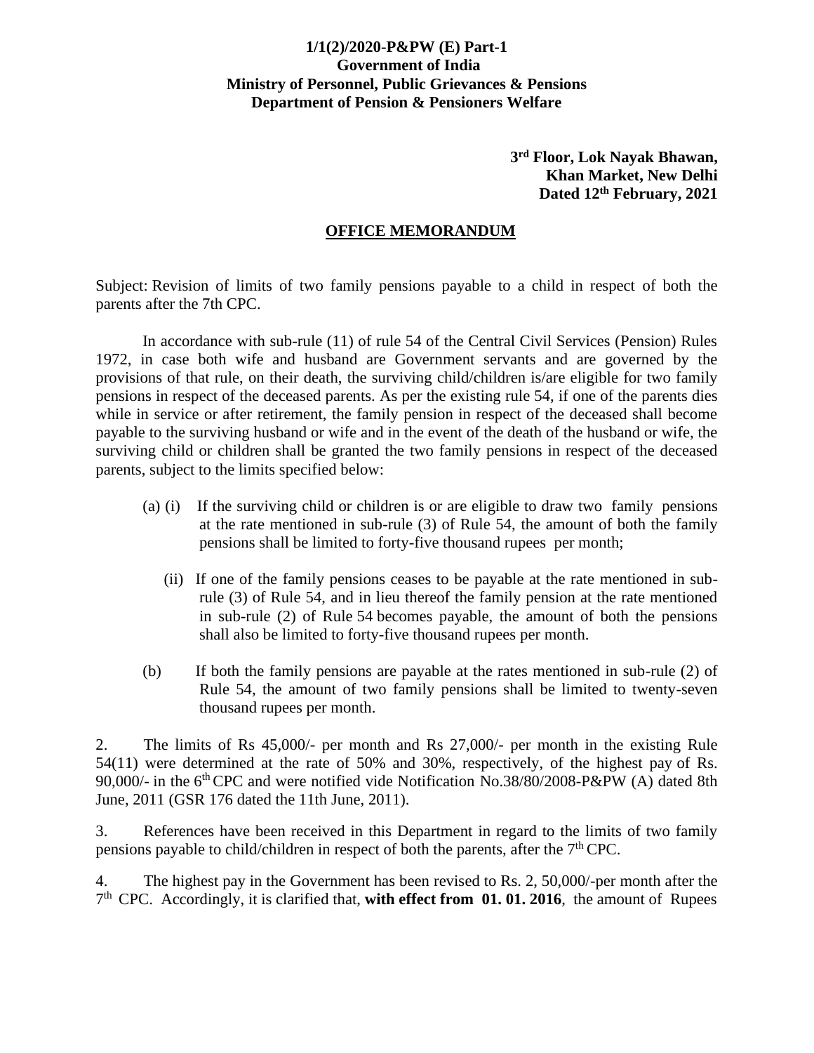**1/1(2)/2020-P&PW (E) Part-1**
**Government of India**
**Ministry of Personnel, Public Grievances & Pensions**
**Department of Pension & Pensioners Welfare**

**3rd Floor, Lok Nayak Bhawan,**
**Khan Market, New Delhi**
**Dated 12th February, 2021**

## OFFICE MEMORANDUM

Subject: Revision of limits of two family pensions payable to a child in respect of both the parents after the 7th CPC.

In accordance with sub-rule (11) of rule 54 of the Central Civil Services (Pension) Rules 1972, in case both wife and husband are Government servants and are governed by the provisions of that rule, on their death, the surviving child/children is/are eligible for two family pensions in respect of the deceased parents. As per the existing rule 54, if one of the parents dies while in service or after retirement, the family pension in respect of the deceased shall become payable to the surviving husband or wife and in the event of the death of the husband or wife, the surviving child or children shall be granted the two family pensions in respect of the deceased parents, subject to the limits specified below:

(a) (i) If the surviving child or children is or are eligible to draw two family pensions at the rate mentioned in sub-rule (3) of Rule 54, the amount of both the family pensions shall be limited to forty-five thousand rupees per month;

(ii) If one of the family pensions ceases to be payable at the rate mentioned in sub-rule (3) of Rule 54, and in lieu thereof the family pension at the rate mentioned in sub-rule (2) of Rule 54 becomes payable, the amount of both the pensions shall also be limited to forty-five thousand rupees per month.

(b) If both the family pensions are payable at the rates mentioned in sub-rule (2) of Rule 54, the amount of two family pensions shall be limited to twenty-seven thousand rupees per month.

2. The limits of Rs 45,000/- per month and Rs 27,000/- per month in the existing Rule 54(11) were determined at the rate of 50% and 30%, respectively, of the highest pay of Rs. 90,000/- in the 6th CPC and were notified vide Notification No.38/80/2008-P&PW (A) dated 8th June, 2011 (GSR 176 dated the 11th June, 2011).

3. References have been received in this Department in regard to the limits of two family pensions payable to child/children in respect of both the parents, after the 7th CPC.

4. The highest pay in the Government has been revised to Rs. 2, 50,000/-per month after the 7th CPC. Accordingly, it is clarified that, **with effect from 01. 01. 2016**, the amount of Rupees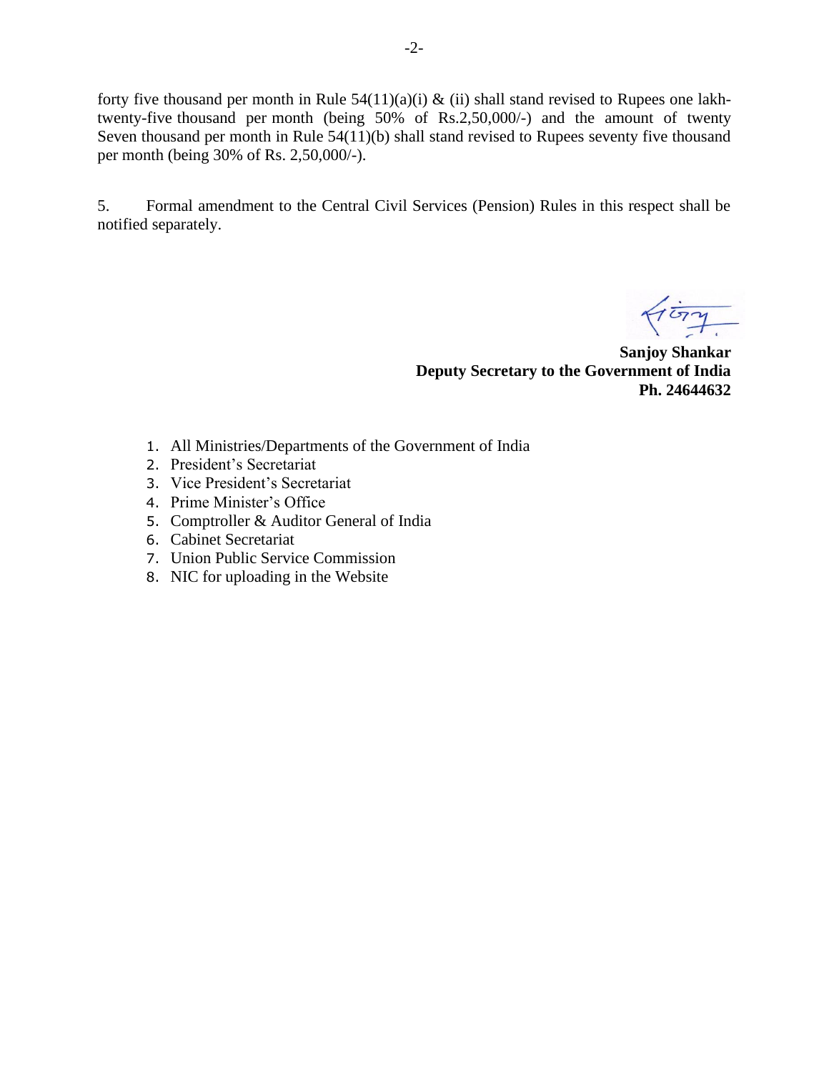forty five thousand per month in Rule 54(11)(a)(i) & (ii) shall stand revised to Rupees one lakh-twenty-five thousand per month (being 50% of Rs.2,50,000/-) and the amount of twenty Seven thousand per month in Rule 54(11)(b) shall stand revised to Rupees seventy five thousand per month (being 30% of Rs. 2,50,000/-).

5. Formal amendment to the Central Civil Services (Pension) Rules in this respect shall be notified separately.

**Sanjoy Shankar**
**Deputy Secretary to the Government of India**
**Ph. 24644632**

1. All Ministries/Departments of the Government of India
2. President's Secretariat
3. Vice President's Secretariat
4. Prime Minister's Office
5. Comptroller & Auditor General of India
6. Cabinet Secretariat
7. Union Public Service Commission
8. NIC for uploading in the Website